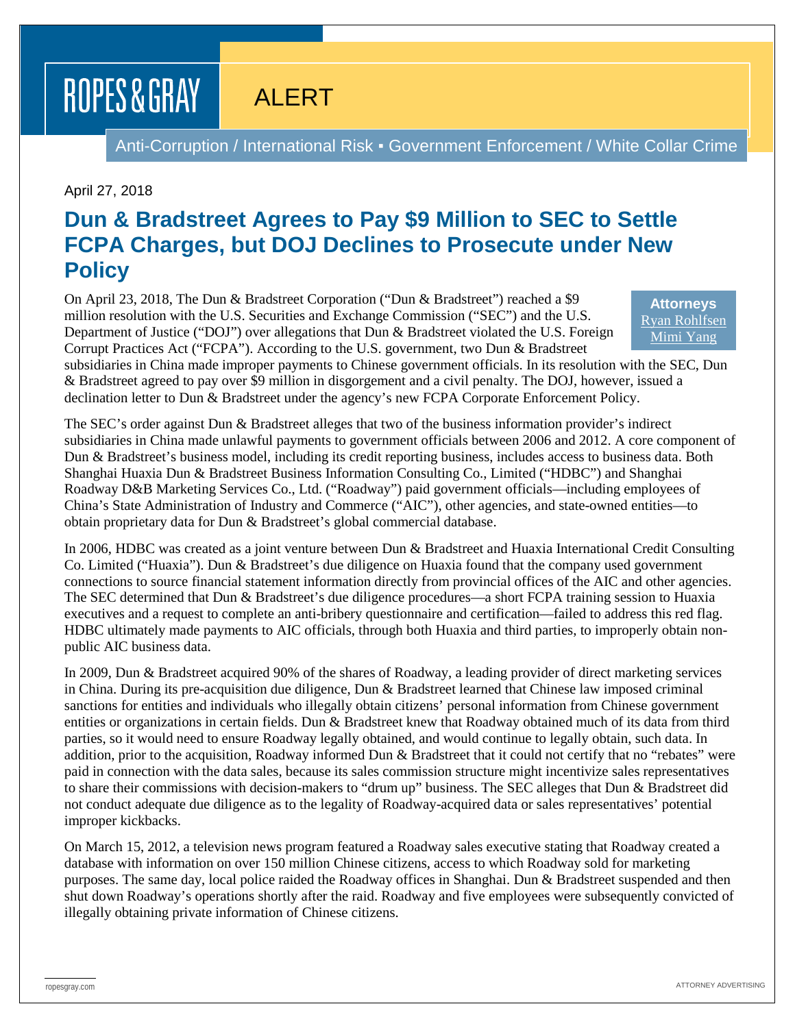ROPES & GRAY

ALERT

Anti-Corruption / International Risk ▪ Government Enforcement / White Collar Crime

April 27, 2018

# Dun & Bradstreet Agrees to Pay $9 Million to SEC to Settle FCPA Charges, but DOJ Declines to Prosecute under New Policy

**Attorneys**
Ryan Rohlfsen
Mimi Yang

On April 23, 2018, The Dun & Bradstreet Corporation ("Dun & Bradstreet") reached a $9 million resolution with the U.S. Securities and Exchange Commission ("SEC") and the U.S. Department of Justice ("DOJ") over allegations that Dun & Bradstreet violated the U.S. Foreign Corrupt Practices Act ("FCPA"). According to the U.S. government, two Dun & Bradstreet subsidiaries in China made improper payments to Chinese government officials. In its resolution with the SEC, Dun & Bradstreet agreed to pay over $9 million in disgorgement and a civil penalty. The DOJ, however, issued a declination letter to Dun & Bradstreet under the agency's new FCPA Corporate Enforcement Policy.

The SEC's order against Dun & Bradstreet alleges that two of the business information provider's indirect subsidiaries in China made unlawful payments to government officials between 2006 and 2012. A core component of Dun & Bradstreet's business model, including its credit reporting business, includes access to business data. Both Shanghai Huaxia Dun & Bradstreet Business Information Consulting Co., Limited ("HDBC") and Shanghai Roadway D&B Marketing Services Co., Ltd. ("Roadway") paid government officials—including employees of China's State Administration of Industry and Commerce ("AIC"), other agencies, and state-owned entities—to obtain proprietary data for Dun & Bradstreet's global commercial database.

In 2006, HDBC was created as a joint venture between Dun & Bradstreet and Huaxia International Credit Consulting Co. Limited ("Huaxia"). Dun & Bradstreet's due diligence on Huaxia found that the company used government connections to source financial statement information directly from provincial offices of the AIC and other agencies. The SEC determined that Dun & Bradstreet's due diligence procedures—a short FCPA training session to Huaxia executives and a request to complete an anti-bribery questionnaire and certification—failed to address this red flag. HDBC ultimately made payments to AIC officials, through both Huaxia and third parties, to improperly obtain non-public AIC business data.

In 2009, Dun & Bradstreet acquired 90% of the shares of Roadway, a leading provider of direct marketing services in China. During its pre-acquisition due diligence, Dun & Bradstreet learned that Chinese law imposed criminal sanctions for entities and individuals who illegally obtain citizens' personal information from Chinese government entities or organizations in certain fields. Dun & Bradstreet knew that Roadway obtained much of its data from third parties, so it would need to ensure Roadway legally obtained, and would continue to legally obtain, such data. In addition, prior to the acquisition, Roadway informed Dun & Bradstreet that it could not certify that no "rebates" were paid in connection with the data sales, because its sales commission structure might incentivize sales representatives to share their commissions with decision-makers to "drum up" business. The SEC alleges that Dun & Bradstreet did not conduct adequate due diligence as to the legality of Roadway-acquired data or sales representatives' potential improper kickbacks.

On March 15, 2012, a television news program featured a Roadway sales executive stating that Roadway created a database with information on over 150 million Chinese citizens, access to which Roadway sold for marketing purposes. The same day, local police raided the Roadway offices in Shanghai. Dun & Bradstreet suspended and then shut down Roadway's operations shortly after the raid. Roadway and five employees were subsequently convicted of illegally obtaining private information of Chinese citizens.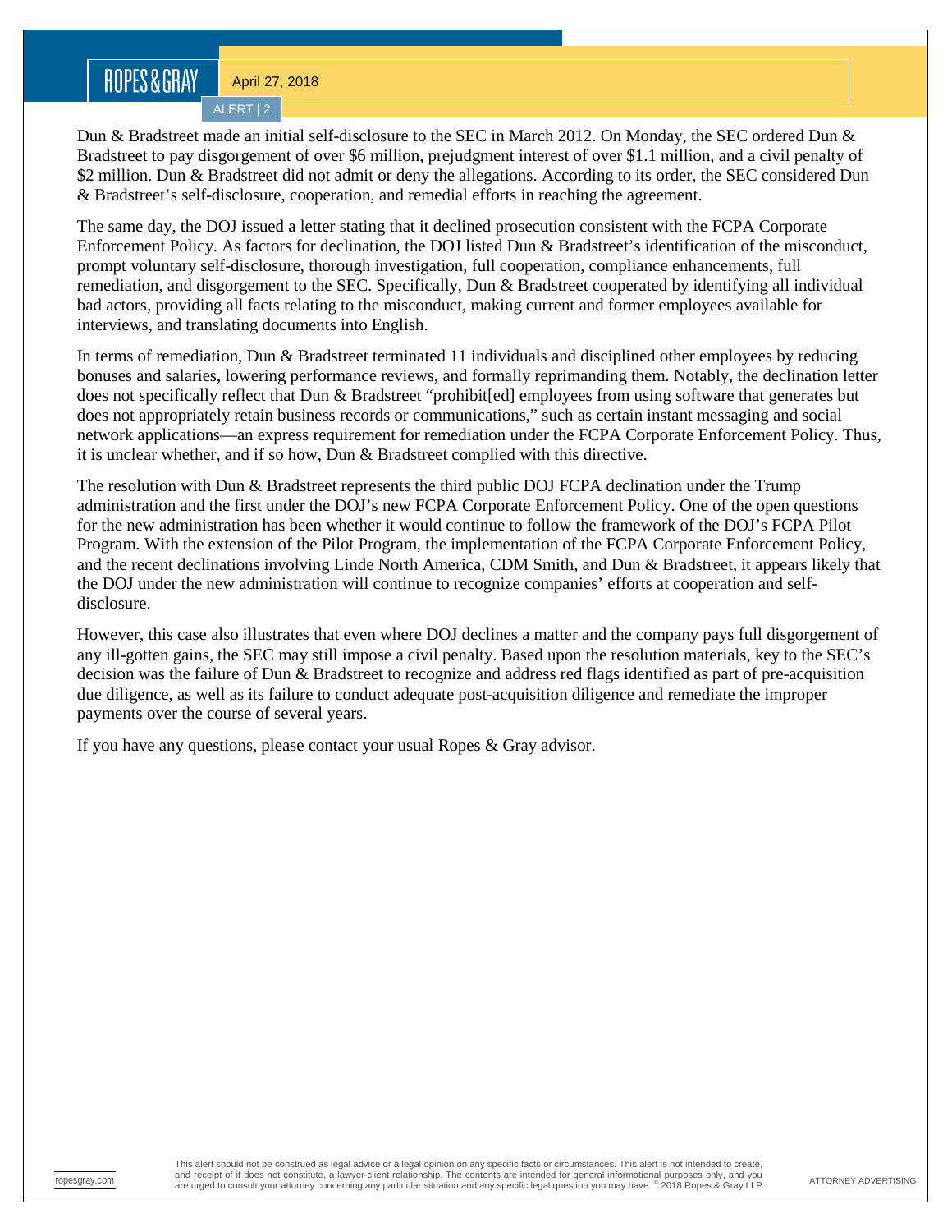Dun & Bradstreet made an initial self-disclosure to the SEC in March 2012. On Monday, the SEC ordered Dun & Bradstreet to pay disgorgement of over $6 million, prejudgment interest of over $1.1 million, and a civil penalty of $2 million. Dun & Bradstreet did not admit or deny the allegations. According to its order, the SEC considered Dun & Bradstreet's self-disclosure, cooperation, and remedial efforts in reaching the agreement.

The same day, the DOJ issued a letter stating that it declined prosecution consistent with the FCPA Corporate Enforcement Policy. As factors for declination, the DOJ listed Dun & Bradstreet's identification of the misconduct, prompt voluntary self-disclosure, thorough investigation, full cooperation, compliance enhancements, full remediation, and disgorgement to the SEC. Specifically, Dun & Bradstreet cooperated by identifying all individual bad actors, providing all facts relating to the misconduct, making current and former employees available for interviews, and translating documents into English.

In terms of remediation, Dun & Bradstreet terminated 11 individuals and disciplined other employees by reducing bonuses and salaries, lowering performance reviews, and formally reprimanding them. Notably, the declination letter does not specifically reflect that Dun & Bradstreet "prohibit[ed] employees from using software that generates but does not appropriately retain business records or communications," such as certain instant messaging and social network applications—an express requirement for remediation under the FCPA Corporate Enforcement Policy. Thus, it is unclear whether, and if so how, Dun & Bradstreet complied with this directive.

The resolution with Dun & Bradstreet represents the third public DOJ FCPA declination under the Trump administration and the first under the DOJ's new FCPA Corporate Enforcement Policy. One of the open questions for the new administration has been whether it would continue to follow the framework of the DOJ's FCPA Pilot Program. With the extension of the Pilot Program, the implementation of the FCPA Corporate Enforcement Policy, and the recent declinations involving Linde North America, CDM Smith, and Dun & Bradstreet, it appears likely that the DOJ under the new administration will continue to recognize companies' efforts at cooperation and self-disclosure.

However, this case also illustrates that even where DOJ declines a matter and the company pays full disgorgement of any ill-gotten gains, the SEC may still impose a civil penalty. Based upon the resolution materials, key to the SEC's decision was the failure of Dun & Bradstreet to recognize and address red flags identified as part of pre-acquisition due diligence, as well as its failure to conduct adequate post-acquisition diligence and remediate the improper payments over the course of several years.

If you have any questions, please contact your usual Ropes & Gray advisor.

This alert should not be construed as legal advice or a legal opinion on any specific facts or circumstances. This alert is not intended to create, and receipt of it does not constitute, a lawyer-client relationship. The contents are intended for general informational purposes only, and you are urged to consult your attorney concerning any particular situation and any specific legal question you may have. © 2018 Ropes & Gray LLP

ATTORNEY ADVERTISING